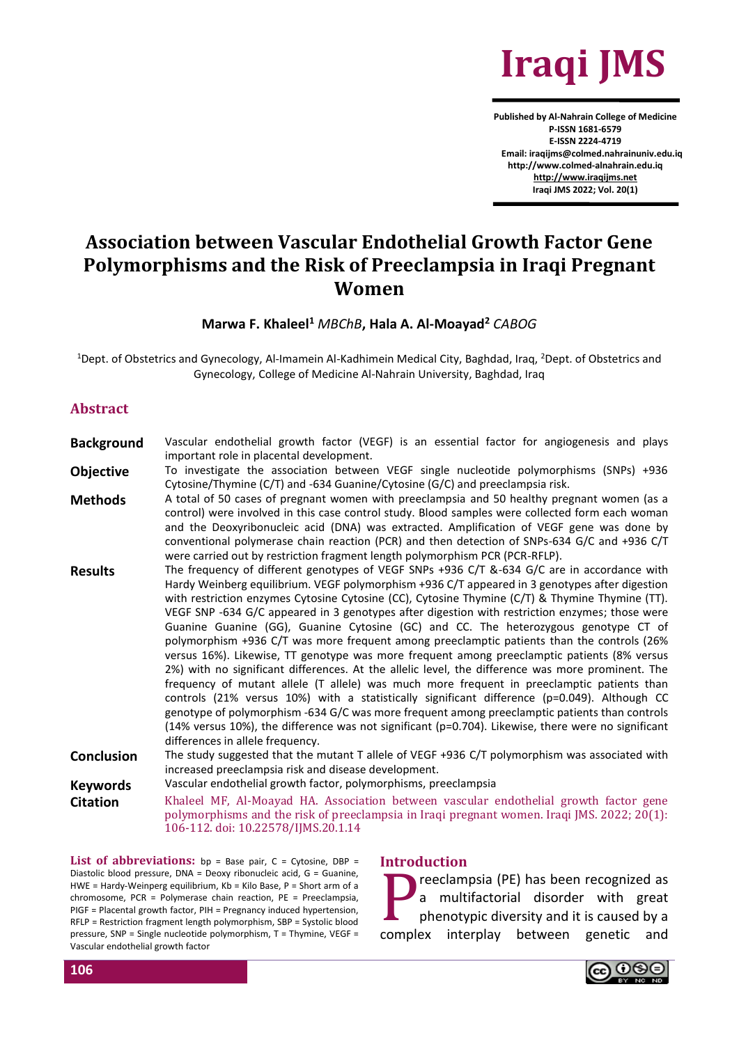Published by Al-Nahrain College of Medicine
P-ISSN 1681-6579
E-ISSN 2224-4719
Email: iraqijms@colmed.nahrainuniv.edu.iq
http://www.colmed-alnahrain.edu.iq
http://www.iraqijms.net

# Association between Vascular Endothelial Growth Factor Gene Polymorphisms and the Risk of Preeclampsia in Iraqi Pregnant Women

**Marwa F. Khaleel**[1] *MBChB*, **Hala A. Al-Moayad**[2] *CABOG*

[1]Dept. of Obstetrics and Gynecology, Al-Imamein Al-Kadhimein Medical City, Baghdad, Iraq, [2]Dept. of Obstetrics and Gynecology, College of Medicine Al-Nahrain University, Baghdad, Iraq

## Abstract

**Background** Vascular endothelial growth factor (VEGF) is an essential factor for angiogenesis and plays important role in placental development.

**Objective** To investigate the association between VEGF single nucleotide polymorphisms (SNPs) +936 Cytosine/Thymine (C/T) and -634 Guanine/Cytosine (G/C) and preeclampsia risk.

**Methods** A total of 50 cases of pregnant women with preeclampsia and 50 healthy pregnant women (as a control) were involved in this case control study. Blood samples were collected form each woman and the Deoxyribonucleic acid (DNA) was extracted. Amplification of VEGF gene was done by conventional polymerase chain reaction (PCR) and then detection of SNPs-634 G/C and +936 C/T were carried out by restriction fragment length polymorphism PCR (PCR-RFLP).

**Results** The frequency of different genotypes of VEGF SNPs +936 C/T &-634 G/C are in accordance with Hardy Weinberg equilibrium. VEGF polymorphism +936 C/T appeared in 3 genotypes after digestion with restriction enzymes Cytosine Cytosine (CC), Cytosine Thymine (C/T) & Thymine Thymine (TT). VEGF SNP -634 G/C appeared in 3 genotypes after digestion with restriction enzymes; those were Guanine Guanine (GG), Guanine Cytosine (GC) and CC. The heterozygous genotype CT of polymorphism +936 C/T was more frequent among preeclamptic patients than the controls (26% versus 16%). Likewise, TT genotype was more frequent among preeclamptic patients (8% versus 2%) with no significant differences. At the allelic level, the difference was more prominent. The frequency of mutant allele (T allele) was much more frequent in preeclamptic patients than controls (21% versus 10%) with a statistically significant difference (p=0.049). Although CC genotype of polymorphism -634 G/C was more frequent among preeclamptic patients than controls (14% versus 10%), the difference was not significant (p=0.704). Likewise, there were no significant differences in allele frequency.

**Conclusion** The study suggested that the mutant T allele of VEGF +936 C/T polymorphism was associated with increased preeclampsia risk and disease development.

**Keywords** Vascular endothelial growth factor, polymorphisms, preeclampsia

**Citation** Khaleel MF, Al-Moayad HA. Association between vascular endothelial growth factor gene polymorphisms and the risk of preeclampsia in Iraqi pregnant women. Iraqi JMS. 2022; 20(1): 106-112. doi: 10.22578/IJMS.20.1.14

**List of abbreviations:** bp = Base pair, C = Cytosine, DBP = Diastolic blood pressure, DNA = Deoxy ribonucleic acid, G = Guanine, HWE = Hardy-Weinperg equilibrium, Kb = Kilo Base, P = Short arm of a chromosome, PCR = Polymerase chain reaction, PE = Preeclampsia, PIGF = Placental growth factor, PIH = Pregnancy induced hypertension, RFLP = Restriction fragment length polymorphism, SBP = Systolic blood pressure, SNP = Single nucleotide polymorphism, T = Thymine, VEGF = Vascular endothelial growth factor

## Introduction

Preeclampsia (PE) has been recognized as a multifactorial disorder with great phenotypic diversity and it is caused by a complex interplay between genetic and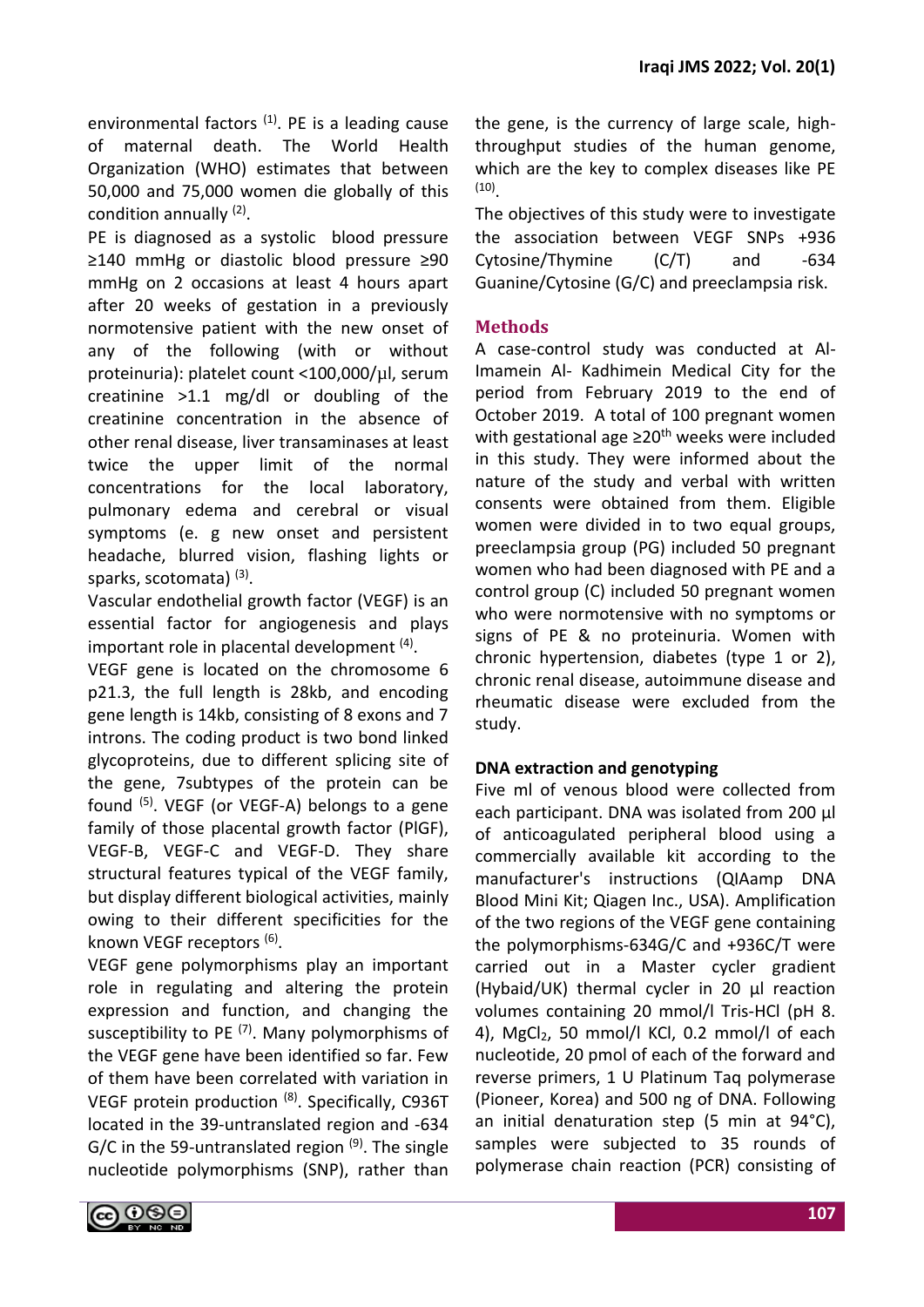environmental factors [1]. PE is a leading cause of maternal death. The World Health Organization (WHO) estimates that between 50,000 and 75,000 women die globally of this condition annually [2].

PE is diagnosed as a systolic blood pressure ≥140 mmHg or diastolic blood pressure ≥90 mmHg on 2 occasions at least 4 hours apart after 20 weeks of gestation in a previously normotensive patient with the new onset of any of the following (with or without proteinuria): platelet count <100,000/µl, serum creatinine >1.1 mg/dl or doubling of the creatinine concentration in the absence of other renal disease, liver transaminases at least twice the upper limit of the normal concentrations for the local laboratory, pulmonary edema and cerebral or visual symptoms (e. g new onset and persistent headache, blurred vision, flashing lights or sparks, scotomata) [3].

Vascular endothelial growth factor (VEGF) is an essential factor for angiogenesis and plays important role in placental development [4].

VEGF gene is located on the chromosome 6 p21.3, the full length is 28kb, and encoding gene length is 14kb, consisting of 8 exons and 7 introns. The coding product is two bond linked glycoproteins, due to different splicing site of the gene, 7subtypes of the protein can be found [5]. VEGF (or VEGF-A) belongs to a gene family of those placental growth factor (PlGF), VEGF-B, VEGF-C and VEGF-D. They share structural features typical of the VEGF family, but display different biological activities, mainly owing to their different specificities for the known VEGF receptors [6].

VEGF gene polymorphisms play an important role in regulating and altering the protein expression and function, and changing the susceptibility to PE [7]. Many polymorphisms of the VEGF gene have been identified so far. Few of them have been correlated with variation in VEGF protein production [8]. Specifically, C936T located in the 39-untranslated region and -634 G/C in the 59-untranslated region [9]. The single nucleotide polymorphisms (SNP), rather than the gene, is the currency of large scale, high-throughput studies of the human genome, which are the key to complex diseases like PE [10].

The objectives of this study were to investigate the association between VEGF SNPs +936 Cytosine/Thymine (C/T) and -634 Guanine/Cytosine (G/C) and preeclampsia risk.

## Methods

A case-control study was conducted at Al-Imamein Al- Kadhimein Medical City for the period from February 2019 to the end of October 2019. A total of 100 pregnant women with gestational age ≥20th weeks were included in this study. They were informed about the nature of the study and verbal with written consents were obtained from them. Eligible women were divided in to two equal groups, preeclampsia group (PG) included 50 pregnant women who had been diagnosed with PE and a control group (C) included 50 pregnant women who were normotensive with no symptoms or signs of PE & no proteinuria. Women with chronic hypertension, diabetes (type 1 or 2), chronic renal disease, autoimmune disease and rheumatic disease were excluded from the study.

### DNA extraction and genotyping

Five ml of venous blood were collected from each participant. DNA was isolated from 200 µl of anticoagulated peripheral blood using a commercially available kit according to the manufacturer's instructions (QIAamp DNA Blood Mini Kit; Qiagen Inc., USA). Amplification of the two regions of the VEGF gene containing the polymorphisms-634G/C and +936C/T were carried out in a Master cycler gradient (Hybaid/UK) thermal cycler in 20 µl reaction volumes containing 20 mmol/l Tris-HCl (pH 8. 4), $MgCl_2$, 50 mmol/l KCl, 0.2 mmol/l of each nucleotide, 20 pmol of each of the forward and reverse primers, 1 U Platinum Taq polymerase (Pioneer, Korea) and 500 ng of DNA. Following an initial denaturation step (5 min at 94°C), samples were subjected to 35 rounds of polymerase chain reaction (PCR) consisting of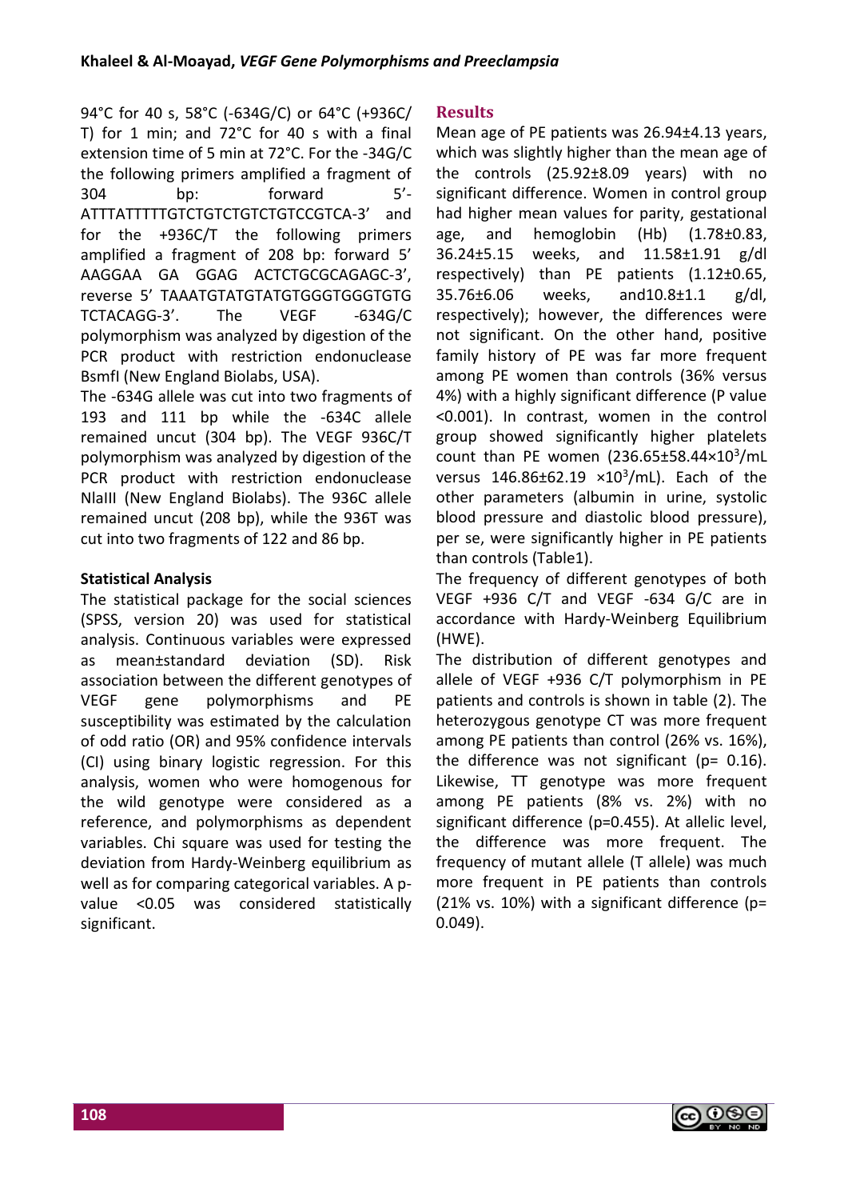94°C for 40 s, 58°C (-634G/C) or 64°C (+936C/T) for 1 min; and 72°C for 40 s with a final extension time of 5 min at 72°C. For the -34G/C the following primers amplified a fragment of 304 bp: forward 5'-ATTTATTTTTGTCTGTCTGTCTGTCCGTCA-3' and for the +936C/T the following primers amplified a fragment of 208 bp: forward 5' AAGGAA GA GGAG ACTCTGCGCAGAGC-3', reverse 5' TAAATGTATGTATGTGGGTGGGTGTG TCTACAGG-3'. The VEGF -634G/C polymorphism was analyzed by digestion of the PCR product with restriction endonuclease BsmfI (New England Biolabs, USA).

The -634G allele was cut into two fragments of 193 and 111 bp while the -634C allele remained uncut (304 bp). The VEGF 936C/T polymorphism was analyzed by digestion of the PCR product with restriction endonuclease NlaIII (New England Biolabs). The 936C allele remained uncut (208 bp), while the 936T was cut into two fragments of 122 and 86 bp.

### Statistical Analysis

The statistical package for the social sciences (SPSS, version 20) was used for statistical analysis. Continuous variables were expressed as mean±standard deviation (SD). Risk association between the different genotypes of VEGF gene polymorphisms and PE susceptibility was estimated by the calculation of odd ratio (OR) and 95% confidence intervals (CI) using binary logistic regression. For this analysis, women who were homogenous for the wild genotype were considered as a reference, and polymorphisms as dependent variables. Chi square was used for testing the deviation from Hardy-Weinberg equilibrium as well as for comparing categorical variables. A p-value <0.05 was considered statistically significant.

## Results

Mean age of PE patients was 26.94±4.13 years, which was slightly higher than the mean age of the controls (25.92±8.09 years) with no significant difference. Women in control group had higher mean values for parity, gestational age, and hemoglobin (Hb) (1.78±0.83, 36.24±5.15 weeks, and 11.58±1.91 g/dl respectively) than PE patients (1.12±0.65, 35.76±6.06 weeks, and10.8±1.1 g/dl, respectively); however, the differences were not significant. On the other hand, positive family history of PE was far more frequent among PE women than controls (36% versus 4%) with a highly significant difference (P value <0.001). In contrast, women in the control group showed significantly higher platelets count than PE women (236.65±58.44×$10^3$/mL versus 146.86±62.19 ×$10^3$/mL). Each of the other parameters (albumin in urine, systolic blood pressure and diastolic blood pressure), per se, were significantly higher in PE patients than controls (Table1).

The frequency of different genotypes of both VEGF +936 C/T and VEGF -634 G/C are in accordance with Hardy-Weinberg Equilibrium (HWE).

The distribution of different genotypes and allele of VEGF +936 C/T polymorphism in PE patients and controls is shown in table (2). The heterozygous genotype CT was more frequent among PE patients than control (26% vs. 16%), the difference was not significant (p= 0.16). Likewise, TT genotype was more frequent among PE patients (8% vs. 2%) with no significant difference (p=0.455). At allelic level, the difference was more frequent. The frequency of mutant allele (T allele) was much more frequent in PE patients than controls (21% vs. 10%) with a significant difference (p= 0.049).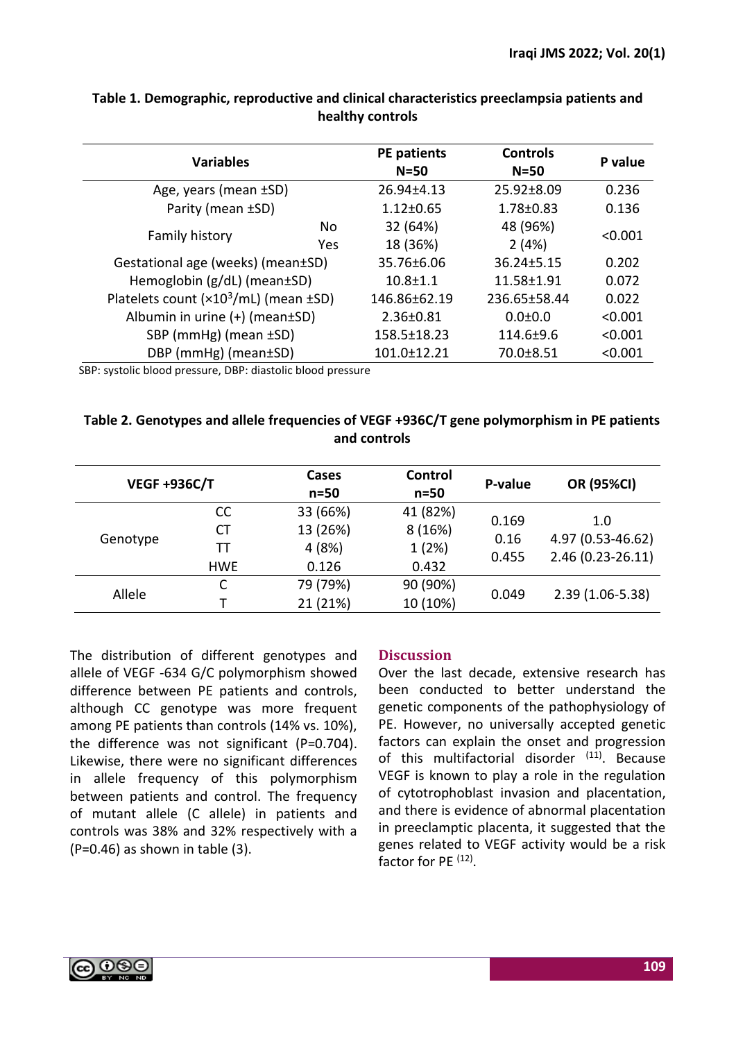**Table 1. Demographic, reproductive and clinical characteristics preeclampsia patients and healthy controls**

| Variables | | PE patients N=50 | Controls N=50 | P value |
|---|---|---|---|---|
| Age, years (mean ±SD) | | 26.94±4.13 | 25.92±8.09 | 0.236 |
| Parity (mean ±SD) | | 1.12±0.65 | 1.78±0.83 | 0.136 |
| Family history | No | 32 (64%) | 48 (96%) | <0.001 |
| | Yes | 18 (36%) | 2 (4%) | |
| Gestational age (weeks) (mean±SD) | | 35.76±6.06 | 36.24±5.15 | 0.202 |
| Hemoglobin (g/dL) (mean±SD) | | 10.8±1.1 | 11.58±1.91 | 0.072 |
| Platelets count ($\times10^3$/mL) (mean ±SD) | | 146.86±62.19 | 236.65±58.44 | 0.022 |
| Albumin in urine (+) (mean±SD) | | 2.36±0.81 | 0.0±0.0 | <0.001 |
| SBP (mmHg) (mean ±SD) | | 158.5±18.23 | 114.6±9.6 | <0.001 |
| DBP (mmHg) (mean±SD) | | 101.0±12.21 | 70.0±8.51 | <0.001 |

SBP: systolic blood pressure, DBP: diastolic blood pressure

**Table 2. Genotypes and allele frequencies of VEGF +936C/T gene polymorphism in PE patients and controls**

| VEGF +936C/T | | Cases n=50 | Control n=50 | P-value | OR (95%CI) |
|---|---|---|---|---|---|
| Genotype | CC | 33 (66%) | 41 (82%) | 0.169 | 1.0 |
| | CT | 13 (26%) | 8 (16%) | 0.16 | 4.97 (0.53-46.62) |
| | TT | 4 (8%) | 1 (2%) | 0.455 | 2.46 (0.23-26.11) |
| | HWE | 0.126 | 0.432 | | |
| Allele | C | 79 (79%) | 90 (90%) | 0.049 | 2.39 (1.06-5.38) |
| | T | 21 (21%) | 10 (10%) | | |

The distribution of different genotypes and allele of VEGF -634 G/C polymorphism showed difference between PE patients and controls, although CC genotype was more frequent among PE patients than controls (14% vs. 10%), the difference was not significant (P=0.704). Likewise, there were no significant differences in allele frequency of this polymorphism between patients and control. The frequency of mutant allele (C allele) in patients and controls was 38% and 32% respectively with a (P=0.46) as shown in table (3).

## Discussion

Over the last decade, extensive research has been conducted to better understand the genetic components of the pathophysiology of PE. However, no universally accepted genetic factors can explain the onset and progression of this multifactorial disorder [11]. Because VEGF is known to play a role in the regulation of cytotrophoblast invasion and placentation, and there is evidence of abnormal placentation in preeclamptic placenta, it suggested that the genes related to VEGF activity would be a risk factor for PE [12].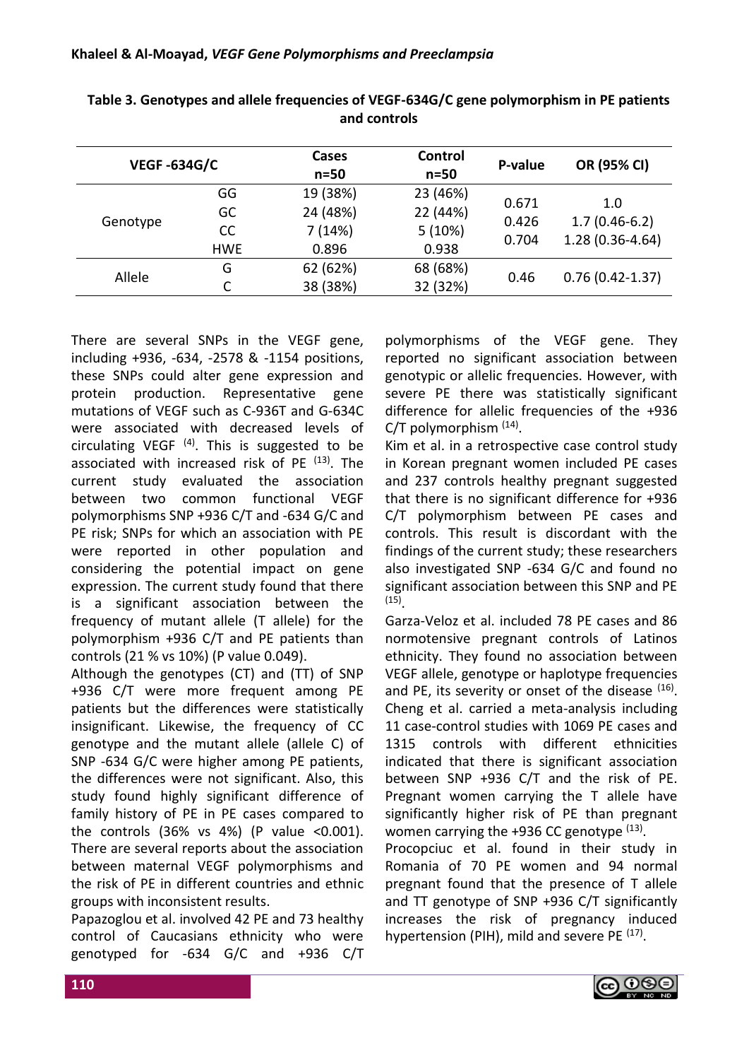**Table 3. Genotypes and allele frequencies of VEGF-634G/C gene polymorphism in PE patients and controls**

| VEGF -634G/C | | Cases n=50 | Control n=50 | P-value | OR (95% CI) |
|---|---|---|---|---|---|
| Genotype | GG | 19 (38%) | 23 (46%) | 0.671 | 1.0 |
| | GC | 24 (48%) | 22 (44%) | 0.426 | 1.7 (0.46-6.2) |
| | CC | 7 (14%) | 5 (10%) | 0.704 | 1.28 (0.36-4.64) |
| | HWE | 0.896 | 0.938 | | |
| Allele | G | 62 (62%) | 68 (68%) | 0.46 | 0.76 (0.42-1.37) |
| | C | 38 (38%) | 32 (32%) | | |

There are several SNPs in the VEGF gene, including +936, -634, -2578 & -1154 positions, these SNPs could alter gene expression and protein production. Representative gene mutations of VEGF such as C-936T and G-634C were associated with decreased levels of circulating VEGF [4]. This is suggested to be associated with increased risk of PE [13]. The current study evaluated the association between two common functional VEGF polymorphisms SNP +936 C/T and -634 G/C and PE risk; SNPs for which an association with PE were reported in other population and considering the potential impact on gene expression. The current study found that there is a significant association between the frequency of mutant allele (T allele) for the polymorphism +936 C/T and PE patients than controls (21 % vs 10%) (P value 0.049).

Although the genotypes (CT) and (TT) of SNP +936 C/T were more frequent among PE patients but the differences were statistically insignificant. Likewise, the frequency of CC genotype and the mutant allele (allele C) of SNP -634 G/C were higher among PE patients, the differences were not significant. Also, this study found highly significant difference of family history of PE in PE cases compared to the controls (36% vs 4%) (P value <0.001).

There are several reports about the association between maternal VEGF polymorphisms and the risk of PE in different countries and ethnic groups with inconsistent results.

Papazoglou et al. involved 42 PE and 73 healthy control of Caucasians ethnicity who were genotyped for -634 G/C and +936 C/T polymorphisms of the VEGF gene. They reported no significant association between genotypic or allelic frequencies. However, with severe PE there was statistically significant difference for allelic frequencies of the +936 C/T polymorphism [14].

Kim et al. in a retrospective case control study in Korean pregnant women included PE cases and 237 controls healthy pregnant suggested that there is no significant difference for +936 C/T polymorphism between PE cases and controls. This result is discordant with the findings of the current study; these researchers also investigated SNP -634 G/C and found no significant association between this SNP and PE [15].

Garza-Veloz et al. included 78 PE cases and 86 normotensive pregnant controls of Latinos ethnicity. They found no association between VEGF allele, genotype or haplotype frequencies and PE, its severity or onset of the disease [16].

Cheng et al. carried a meta-analysis including 11 case-control studies with 1069 PE cases and 1315 controls with different ethnicities indicated that there is significant association between SNP +936 C/T and the risk of PE. Pregnant women carrying the T allele have significantly higher risk of PE than pregnant women carrying the +936 CC genotype [13].

Procopciuc et al. found in their study in Romania of 70 PE women and 94 normal pregnant found that the presence of T allele and TT genotype of SNP +936 C/T significantly increases the risk of pregnancy induced hypertension (PIH), mild and severe PE [17].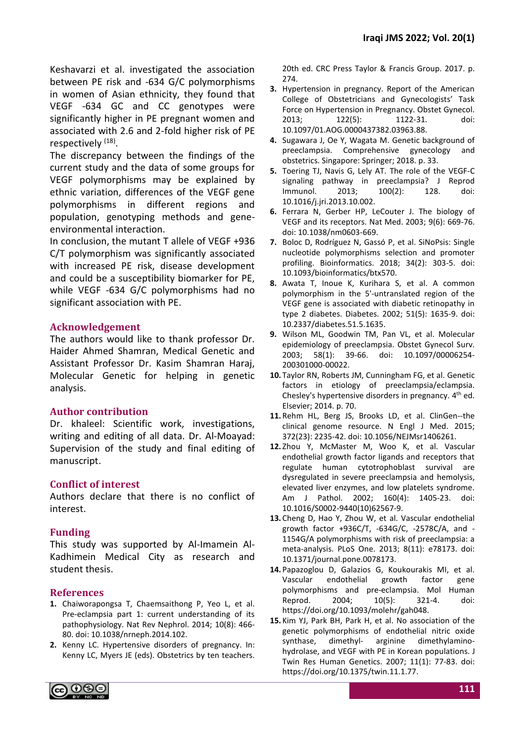Keshavarzi et al. investigated the association between PE risk and -634 G/C polymorphisms in women of Asian ethnicity, they found that VEGF -634 GC and CC genotypes were significantly higher in PE pregnant women and associated with 2.6 and 2-fold higher risk of PE respectively [18].

The discrepancy between the findings of the current study and the data of some groups for VEGF polymorphisms may be explained by ethnic variation, differences of the VEGF gene polymorphisms in different regions and population, genotyping methods and gene-environmental interaction.

In conclusion, the mutant T allele of VEGF +936 C/T polymorphism was significantly associated with increased PE risk, disease development and could be a susceptibility biomarker for PE, while VEGF -634 G/C polymorphisms had no significant association with PE.

## Acknowledgement

The authors would like to thank professor Dr. Haider Ahmed Shamran, Medical Genetic and Assistant Professor Dr. Kasim Shamran Haraj, Molecular Genetic for helping in genetic analysis.

## Author contribution

Dr. khaleel: Scientific work, investigations, writing and editing of all data. Dr. Al-Moayad: Supervision of the study and final editing of manuscript.

## Conflict of interest

Authors declare that there is no conflict of interest.

## Funding

This study was supported by Al-Imamein Al-Kadhimein Medical City as research and student thesis.

## References

1. Chaiworapongsa T, Chaemsaithong P, Yeo L, et al. Pre-eclampsia part 1: current understanding of its pathophysiology. Nat Rev Nephrol. 2014; 10(8): 466-80. doi: 10.1038/nrneph.2014.102.
2. Kenny LC. Hypertensive disorders of pregnancy. In: Kenny LC, Myers JE (eds). Obstetrics by ten teachers. 20th ed. CRC Press Taylor & Francis Group. 2017. p. 274.
3. Hypertension in pregnancy. Report of the American College of Obstetricians and Gynecologists' Task Force on Hypertension in Pregnancy. Obstet Gynecol. 2013; 122(5): 1122-31. doi: 10.1097/01.AOG.0000437382.03963.88.
4. Sugawara J, Oe Y, Wagata M. Genetic background of preeclampsia. Comprehensive gynecology and obstetrics. Singapore: Springer; 2018. p. 33.
5. Toering TJ, Navis G, Lely AT. The role of the VEGF-C signaling pathway in preeclampsia? J Reprod Immunol. 2013; 100(2): 128. doi: 10.1016/j.jri.2013.10.002.
6. Ferrara N, Gerber HP, LeCouter J. The biology of VEGF and its receptors. Nat Med. 2003; 9(6): 669-76. doi: 10.1038/nm0603-669.
7. Boloc D, Rodríguez N, Gassó P, et al. SiNoPsis: Single nucleotide polymorphisms selection and promoter profiling. Bioinformatics. 2018; 34(2): 303-5. doi: 10.1093/bioinformatics/btx570.
8. Awata T, Inoue K, Kurihara S, et al. A common polymorphism in the 5'-untranslated region of the VEGF gene is associated with diabetic retinopathy in type 2 diabetes. Diabetes. 2002; 51(5): 1635-9. doi: 10.2337/diabetes.51.5.1635.
9. Wilson ML, Goodwin TM, Pan VL, et al. Molecular epidemiology of preeclampsia. Obstet Gynecol Surv. 2003; 58(1): 39-66. doi: 10.1097/00006254-200301000-00022.
10. Taylor RN, Roberts JM, Cunningham FG, et al. Genetic factors in etiology of preeclampsia/eclampsia. Chesley's hypertensive disorders in pregnancy. 4th ed. Elsevier; 2014. p. 70.
11. Rehm HL, Berg JS, Brooks LD, et al. ClinGen--the clinical genome resource. N Engl J Med. 2015; 372(23): 2235-42. doi: 10.1056/NEJMsr1406261.
12. Zhou Y, McMaster M, Woo K, et al. Vascular endothelial growth factor ligands and receptors that regulate human cytotrophoblast survival are dysregulated in severe preeclampsia and hemolysis, elevated liver enzymes, and low platelets syndrome. Am J Pathol. 2002; 160(4): 1405-23. doi: 10.1016/S0002-9440(10)62567-9.
13. Cheng D, Hao Y, Zhou W, et al. Vascular endothelial growth factor +936C/T, -634G/C, -2578C/A, and -1154G/A polymorphisms with risk of preeclampsia: a meta-analysis. PLoS One. 2013; 8(11): e78173. doi: 10.1371/journal.pone.0078173.
14. Papazoglou D, Galazios G, Koukourakis MI, et al. Vascular endothelial growth factor gene polymorphisms and pre-eclampsia. Mol Human Reprod. 2004; 10(5): 321-4. doi: https://doi.org/10.1093/molehr/gah048.
15. Kim YJ, Park BH, Park H, et al. No association of the genetic polymorphisms of endothelial nitric oxide synthase, dimethyl- arginine dimethylamino-hydrolase, and VEGF with PE in Korean populations. J Twin Res Human Genetics. 2007; 11(1): 77-83. doi: https://doi.org/10.1375/twin.11.1.77.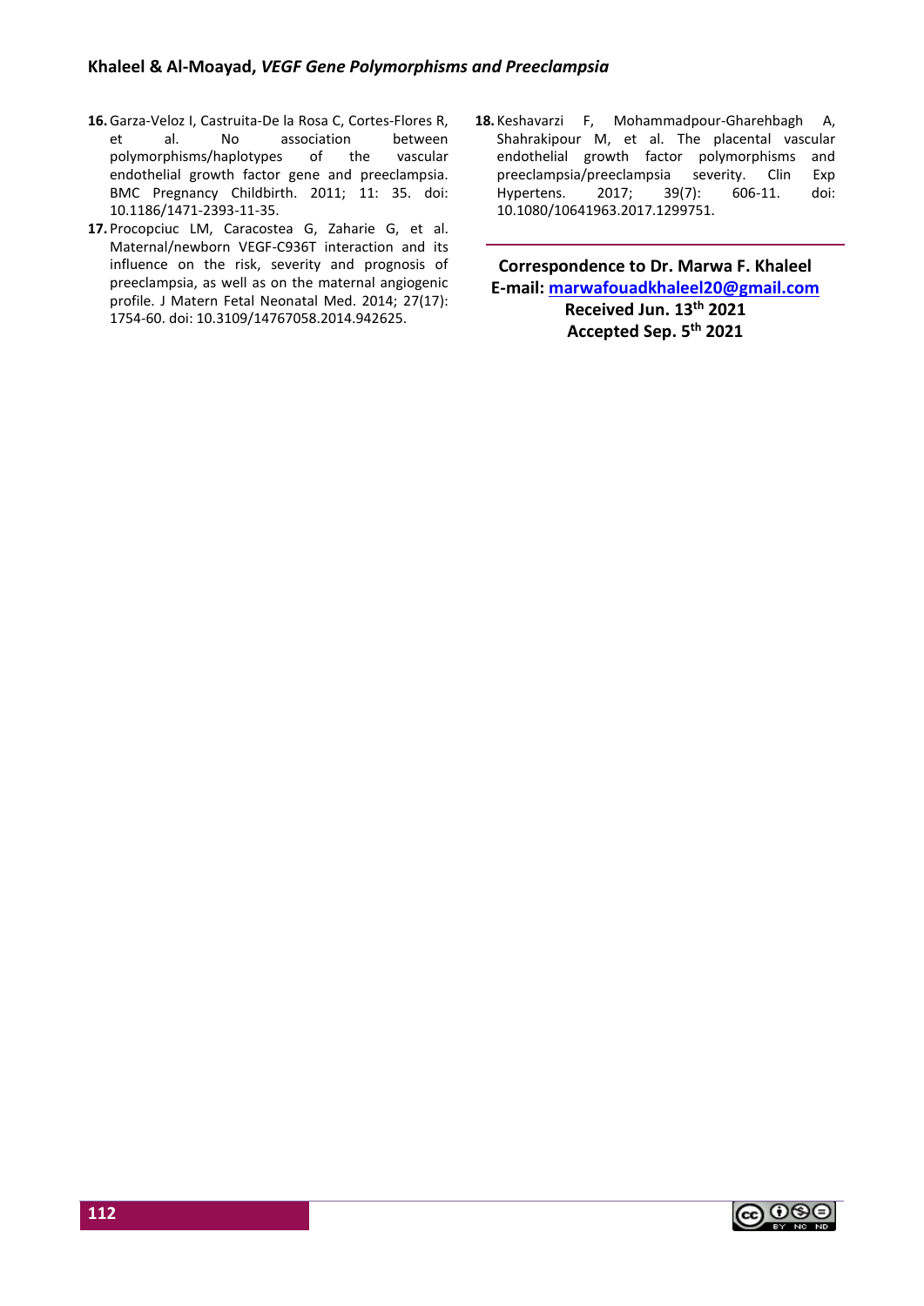16. Garza-Veloz I, Castruita-De la Rosa C, Cortes-Flores R, et al. No association between polymorphisms/haplotypes of the vascular endothelial growth factor gene and preeclampsia. BMC Pregnancy Childbirth. 2011; 11: 35. doi: 10.1186/1471-2393-11-35.
17. Procopciuc LM, Caracostea G, Zaharie G, et al. Maternal/newborn VEGF-C936T interaction and its influence on the risk, severity and prognosis of preeclampsia, as well as on the maternal angiogenic profile. J Matern Fetal Neonatal Med. 2014; 27(17): 1754-60. doi: 10.3109/14767058.2014.942625.
18. Keshavarzi F, Mohammadpour-Gharehbagh A, Shahrakipour M, et al. The placental vascular endothelial growth factor polymorphisms and preeclampsia/preeclampsia severity. Clin Exp Hypertens. 2017; 39(7): 606-11. doi: 10.1080/10641963.2017.1299751.

---

**Correspondence to Dr. Marwa F. Khaleel**
**E-mail: marwafouadkhaleel20@gmail.com**
**Received Jun. 13th 2021**
**Accepted Sep. 5th 2021**